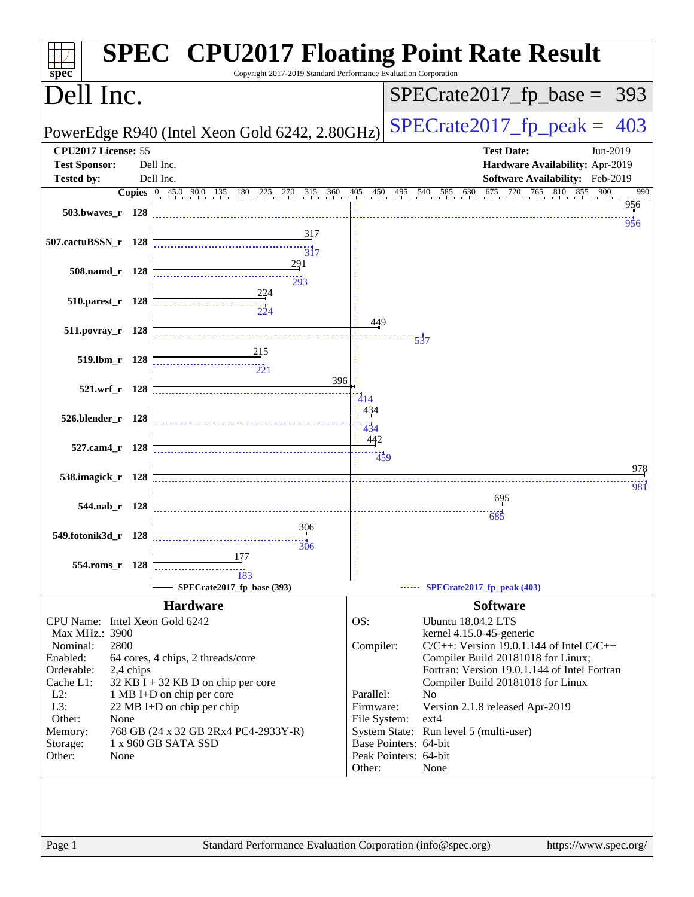# SPEC CPU2017 Floating Point Rate Result

Copyright 2017-2019 Standard Performance Evaluation Corporation

## Dell Inc.

PowerEdge R940 (Intel Xeon Gold 6242, 2.80GHz)

SPECrate2017_fp_base = 393

SPECrate2017_fp_peak = 403

| | | | |
|---|---|---|---|
| **CPU2017 License:** | 55 | **Test Date:** | Jun-2019 |
| **Test Sponsor:** | Dell Inc. | **Hardware Availability:** | Apr-2019 |
| **Tested by:** | Dell Inc. | **Software Availability:** | Feb-2019 |

Copies 0 45.0 90.0 135 180 225 270 315 360 405 450 495 540 585 630 675 720 765 810 855 900 990

503.bwaves_r 128 956 956

507.cactuBSSN_r 128 317 317

508.namd_r 128 291 293

510.parest_r 128 224 224

511.povray_r 128 449 537

519.lbm_r 128 215 221

521.wrf_r 128 396 414

526.blender_r 128 434 434

527.cam4_r 128 442 459

538.imagick_r 128 978 981

544.nab_r 128 695 685

549.fotonik3d_r 128 306 306

554.roms_r 128 177 183

SPECrate2017_fp_base (393)

SPECrate2017_fp_peak (403)

### Hardware

| | |
|---|---|
| CPU Name: | Intel Xeon Gold 6242 |
| Max MHz.: | 3900 |
| Nominal: | 2800 |
| Enabled: | 64 cores, 4 chips, 2 threads/core |
| Orderable: | 2,4 chips |
| Cache L1: | 32 KB I + 32 KB D on chip per core |
| L2: | 1 MB I+D on chip per core |
| L3: | 22 MB I+D on chip per chip |
| Other: | None |
| Memory: | 768 GB (24 x 32 GB 2Rx4 PC4-2933Y-R) |
| Storage: | 1 x 960 GB SATA SSD |
| Other: | None |

### Software

| | |
|---|---|
| OS: | Ubuntu 18.04.2 LTS<br>kernel 4.15.0-45-generic |
| Compiler: | C/C++: Version 19.0.1.144 of Intel C/C++ Compiler Build 20181018 for Linux;<br>Fortran: Version 19.0.1.144 of Intel Fortran Compiler Build 20181018 for Linux |
| Parallel: | No |
| Firmware: | Version 2.1.8 released Apr-2019 |
| File System: | ext4 |
| System State: | Run level 5 (multi-user) |
| Base Pointers: | 64-bit |
| Peak Pointers: | 64-bit |
| Other: | None |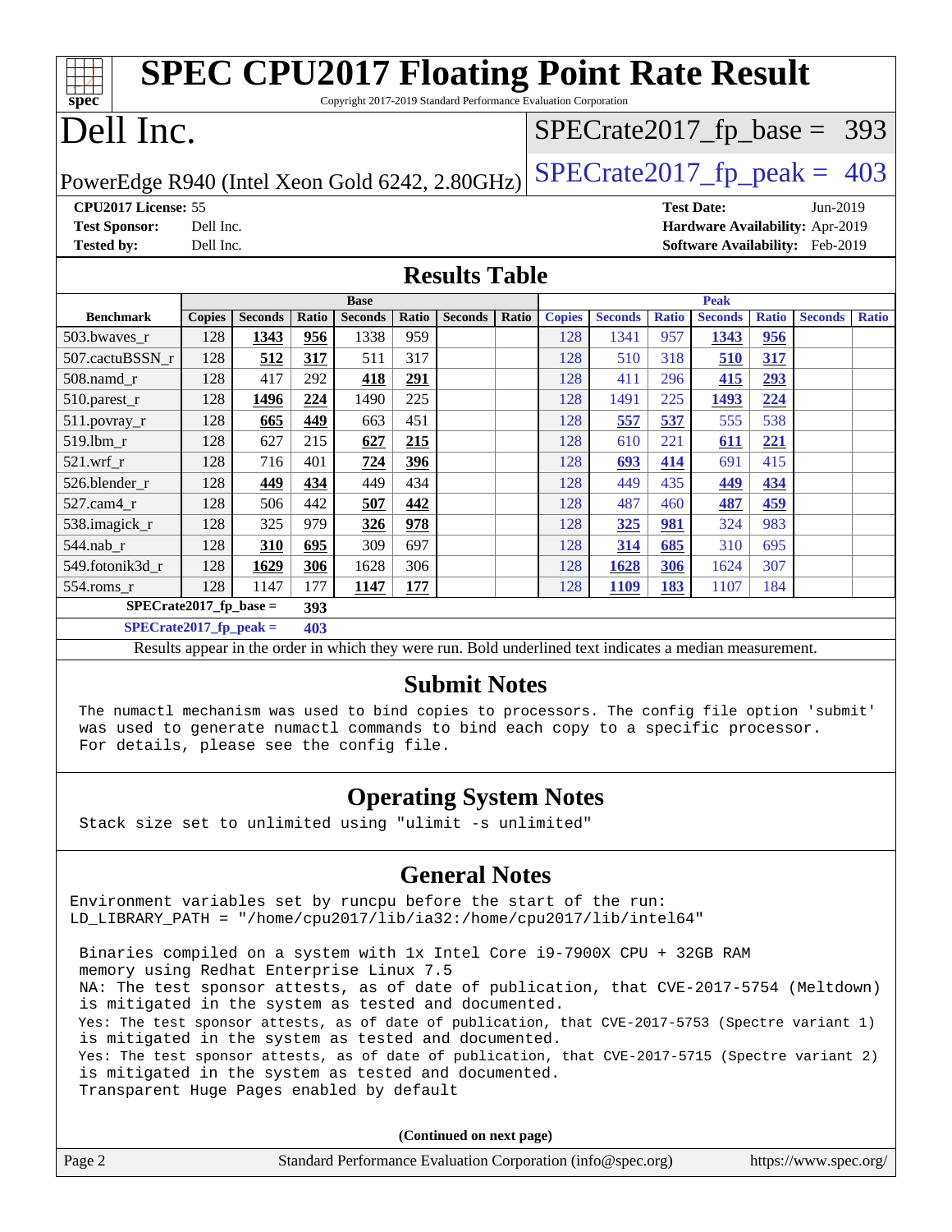# SPEC CPU2017 Floating Point Rate Result

Copyright 2017-2019 Standard Performance Evaluation Corporation

# Dell Inc.

PowerEdge R940 (Intel Xeon Gold 6242, 2.80GHz)

SPECrate2017_fp_base = 393

SPECrate2017_fp_peak = 403

**CPU2017 License:** 55
**Test Sponsor:** Dell Inc.
**Tested by:** Dell Inc.

**Test Date:** Jun-2019
**Hardware Availability:** Apr-2019
**Software Availability:** Feb-2019

## Results Table

| | Base | | | | | | | Peak | | | | | | |
|---|---|---|---|---|---|---|---|---|---|---|---|---|---|---|
| **Benchmark** | **Copies** | **Seconds** | **Ratio** | **Seconds** | **Ratio** | **Seconds** | **Ratio** | **Copies** | **Seconds** | **Ratio** | **Seconds** | **Ratio** | **Seconds** | **Ratio** |
| 503.bwaves_r | 128 | **1343** | **956** | 1338 | 959 | | | 128 | 1341 | 957 | **1343** | **956** | | |
| 507.cactuBSSN_r | 128 | **512** | **317** | 511 | 317 | | | 128 | 510 | 318 | **510** | **317** | | |
| 508.namd_r | 128 | 417 | 292 | **418** | **291** | | | 128 | 411 | 296 | **415** | **293** | | |
| 510.parest_r | 128 | **1496** | **224** | 1490 | 225 | | | 128 | 1491 | 225 | **1493** | **224** | | |
| 511.povray_r | 128 | **665** | **449** | 663 | 451 | | | 128 | **557** | **537** | 555 | 538 | | |
| 519.lbm_r | 128 | 627 | 215 | **627** | **215** | | | 128 | 610 | 221 | **611** | **221** | | |
| 521.wrf_r | 128 | 716 | 401 | **724** | **396** | | | 128 | **693** | **414** | 691 | 415 | | |
| 526.blender_r | 128 | **449** | **434** | 449 | 434 | | | 128 | 449 | 435 | **449** | **434** | | |
| 527.cam4_r | 128 | 506 | 442 | **507** | **442** | | | 128 | 487 | 460 | **487** | **459** | | |
| 538.imagick_r | 128 | 325 | 979 | **326** | **978** | | | 128 | **325** | **981** | 324 | 983 | | |
| 544.nab_r | 128 | **310** | **695** | 309 | 697 | | | 128 | **314** | **685** | 310 | 695 | | |
| 549.fotonik3d_r | 128 | **1629** | **306** | 1628 | 306 | | | 128 | **1628** | **306** | 1624 | 307 | | |
| 554.roms_r | 128 | 1147 | 177 | **1147** | **177** | | | 128 | **1109** | **183** | 1107 | 184 | | |

**SPECrate2017_fp_base = 393**

**SPECrate2017_fp_peak = 403**

Results appear in the order in which they were run. Bold underlined text indicates a median measurement.

## Submit Notes

```
The numactl mechanism was used to bind copies to processors. The config file option 'submit'
was used to generate numactl commands to bind each copy to a specific processor.
For details, please see the config file.
```

## Operating System Notes

```
Stack size set to unlimited using "ulimit -s unlimited"
```

## General Notes

```
Environment variables set by runcpu before the start of the run:
LD_LIBRARY_PATH = "/home/cpu2017/lib/ia32:/home/cpu2017/lib/intel64"

Binaries compiled on a system with 1x Intel Core i9-7900X CPU + 32GB RAM
memory using Redhat Enterprise Linux 7.5
NA: The test sponsor attests, as of date of publication, that CVE-2017-5754 (Meltdown)
is mitigated in the system as tested and documented.
Yes: The test sponsor attests, as of date of publication, that CVE-2017-5753 (Spectre variant 1)
is mitigated in the system as tested and documented.
Yes: The test sponsor attests, as of date of publication, that CVE-2017-5715 (Spectre variant 2)
is mitigated in the system as tested and documented.
Transparent Huge Pages enabled by default
```

**(Continued on next page)**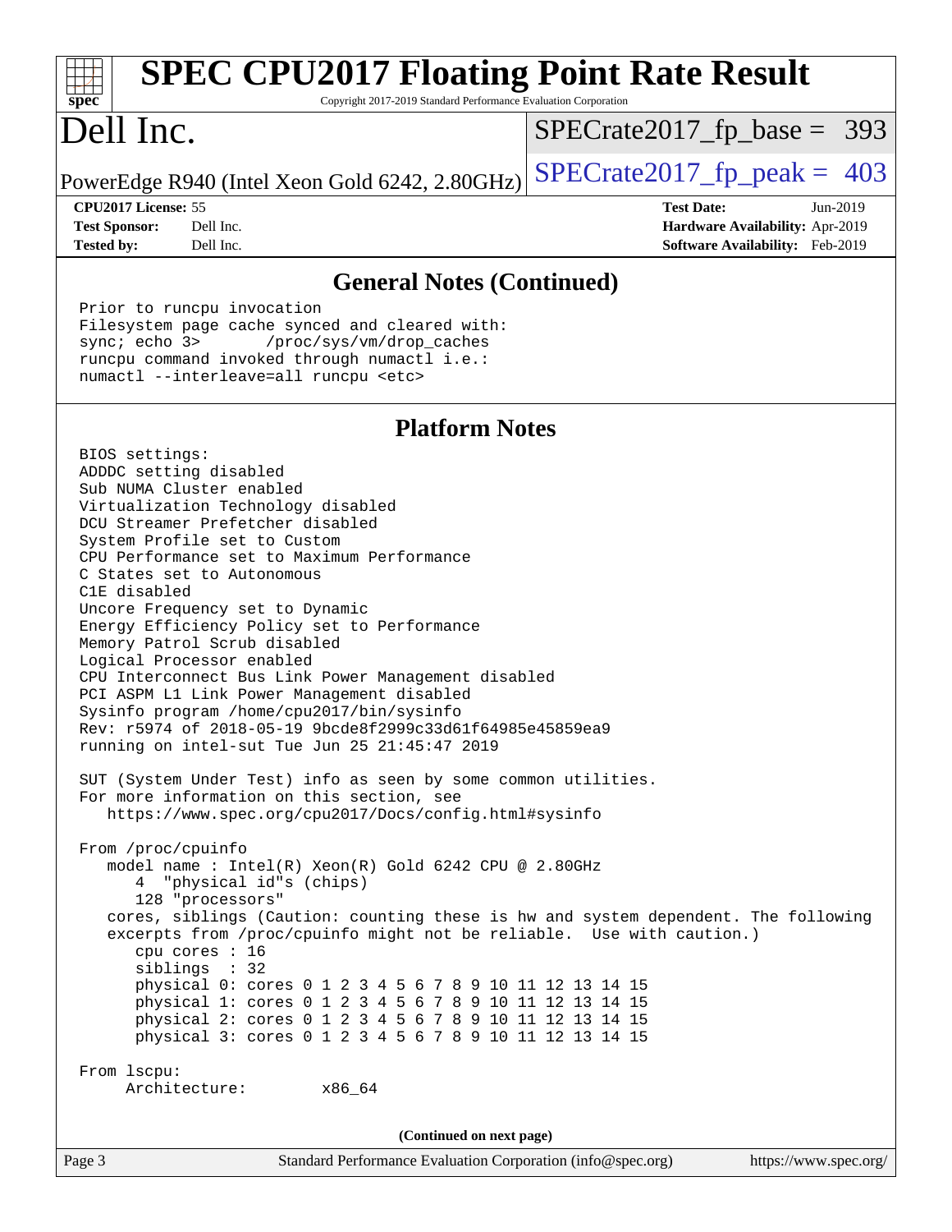## General Notes (Continued)

```
Prior to runcpu invocation
Filesystem page cache synced and cleared with:
sync; echo 3>       /proc/sys/vm/drop_caches
runcpu command invoked through numactl i.e.:
numactl --interleave=all runcpu <etc>
```

## Platform Notes

```
BIOS settings:
ADDDC setting disabled
Sub NUMA Cluster enabled
Virtualization Technology disabled
DCU Streamer Prefetcher disabled
System Profile set to Custom
CPU Performance set to Maximum Performance
C States set to Autonomous
C1E disabled
Uncore Frequency set to Dynamic
Energy Efficiency Policy set to Performance
Memory Patrol Scrub disabled
Logical Processor enabled
CPU Interconnect Bus Link Power Management disabled
PCI ASPM L1 Link Power Management disabled
Sysinfo program /home/cpu2017/bin/sysinfo
Rev: r5974 of 2018-05-19 9bcde8f2999c33d61f64985e45859ea9
running on intel-sut Tue Jun 25 21:45:47 2019

SUT (System Under Test) info as seen by some common utilities.
For more information on this section, see
   https://www.spec.org/cpu2017/Docs/config.html#sysinfo

From /proc/cpuinfo
   model name : Intel(R) Xeon(R) Gold 6242 CPU @ 2.80GHz
      4  "physical id"s (chips)
      128 "processors"
   cores, siblings (Caution: counting these is hw and system dependent. The following
   excerpts from /proc/cpuinfo might not be reliable.  Use with caution.)
      cpu cores : 16
      siblings  : 32
      physical 0: cores 0 1 2 3 4 5 6 7 8 9 10 11 12 13 14 15
      physical 1: cores 0 1 2 3 4 5 6 7 8 9 10 11 12 13 14 15
      physical 2: cores 0 1 2 3 4 5 6 7 8 9 10 11 12 13 14 15
      physical 3: cores 0 1 2 3 4 5 6 7 8 9 10 11 12 13 14 15

From lscpu:
     Architecture:        x86_64
```

(Continued on next page)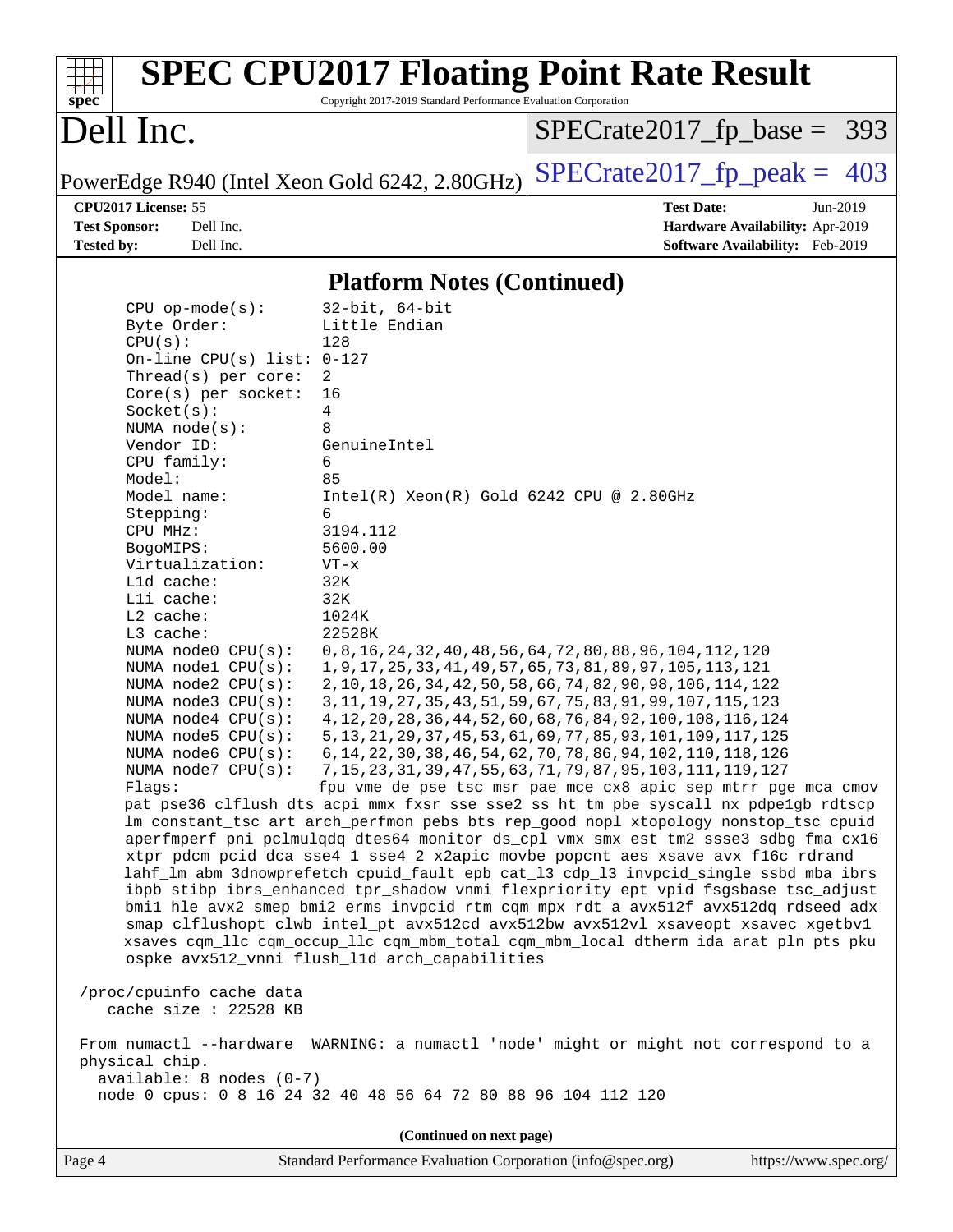## Platform Notes (Continued)

```
    CPU op-mode(s):        32-bit, 64-bit
    Byte Order:            Little Endian
    CPU(s):                128
    On-line CPU(s) list:   0-127
    Thread(s) per core:    2
    Core(s) per socket:    16
    Socket(s):             4
    NUMA node(s):          8
    Vendor ID:             GenuineIntel
    CPU family:            6
    Model:                 85
    Model name:            Intel(R) Xeon(R) Gold 6242 CPU @ 2.80GHz
    Stepping:              6
    CPU MHz:               3194.112
    BogoMIPS:              5600.00
    Virtualization:        VT-x
    L1d cache:             32K
    L1i cache:             32K
    L2 cache:              1024K
    L3 cache:              22528K
    NUMA node0 CPU(s):     0,8,16,24,32,40,48,56,64,72,80,88,96,104,112,120
    NUMA node1 CPU(s):     1,9,17,25,33,41,49,57,65,73,81,89,97,105,113,121
    NUMA node2 CPU(s):     2,10,18,26,34,42,50,58,66,74,82,90,98,106,114,122
    NUMA node3 CPU(s):     3,11,19,27,35,43,51,59,67,75,83,91,99,107,115,123
    NUMA node4 CPU(s):     4,12,20,28,36,44,52,60,68,76,84,92,100,108,116,124
    NUMA node5 CPU(s):     5,13,21,29,37,45,53,61,69,77,85,93,101,109,117,125
    NUMA node6 CPU(s):     6,14,22,30,38,46,54,62,70,78,86,94,102,110,118,126
    NUMA node7 CPU(s):     7,15,23,31,39,47,55,63,71,79,87,95,103,111,119,127
    Flags:                 fpu vme de pse tsc msr pae mce cx8 apic sep mtrr pge mca cmov
    pat pse36 clflush dts acpi mmx fxsr sse sse2 ss ht tm pbe syscall nx pdpe1gb rdtscp
    lm constant_tsc art arch_perfmon pebs bts rep_good nopl xtopology nonstop_tsc cpuid
    aperfmperf pni pclmulqdq dtes64 monitor ds_cpl vmx smx est tm2 ssse3 sdbg fma cx16
    xtpr pdcm pcid dca sse4_1 sse4_2 x2apic movbe popcnt aes xsave avx f16c rdrand
    lahf_lm abm 3dnowprefetch cpuid_fault epb cat_l3 cdp_l3 invpcid_single ssbd mba ibrs
    ibpb stibp ibrs_enhanced tpr_shadow vnmi flexpriority ept vpid fsgsbase tsc_adjust
    bmi1 hle avx2 smep bmi2 erms invpcid rtm cqm mpx rdt_a avx512f avx512dq rdseed adx
    smap clflushopt clwb intel_pt avx512cd avx512bw avx512vl xsaveopt xsavec xgetbv1
    xsaves cqm_llc cqm_occup_llc cqm_mbm_total cqm_mbm_local dtherm ida arat pln pts pku
    ospke avx512_vnni flush_l1d arch_capabilities

 /proc/cpuinfo cache data
    cache size : 22528 KB

 From numactl --hardware  WARNING: a numactl 'node' might or might not correspond to a
 physical chip.
   available: 8 nodes (0-7)
   node 0 cpus: 0 8 16 24 32 40 48 56 64 72 80 88 96 104 112 120
```

(Continued on next page)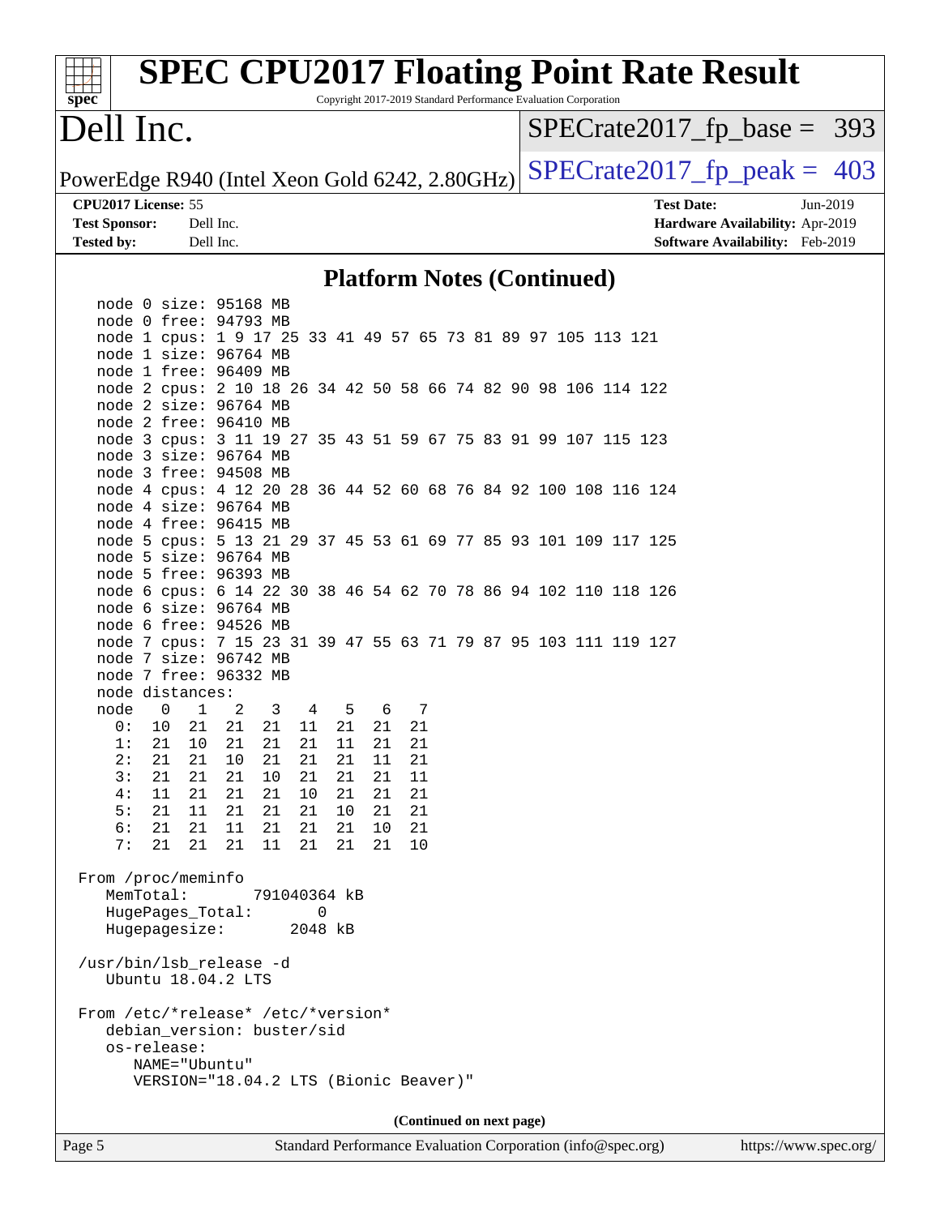## Platform Notes (Continued)

```
   node 0 size: 95168 MB
   node 0 free: 94793 MB
   node 1 cpus: 1 9 17 25 33 41 49 57 65 73 81 89 97 105 113 121
   node 1 size: 96764 MB
   node 1 free: 96409 MB
   node 2 cpus: 2 10 18 26 34 42 50 58 66 74 82 90 98 106 114 122
   node 2 size: 96764 MB
   node 2 free: 96410 MB
   node 3 cpus: 3 11 19 27 35 43 51 59 67 75 83 91 99 107 115 123
   node 3 size: 96764 MB
   node 3 free: 94508 MB
   node 4 cpus: 4 12 20 28 36 44 52 60 68 76 84 92 100 108 116 124
   node 4 size: 96764 MB
   node 4 free: 96415 MB
   node 5 cpus: 5 13 21 29 37 45 53 61 69 77 85 93 101 109 117 125
   node 5 size: 96764 MB
   node 5 free: 96393 MB
   node 6 cpus: 6 14 22 30 38 46 54 62 70 78 86 94 102 110 118 126
   node 6 size: 96764 MB
   node 6 free: 94526 MB
   node 7 cpus: 7 15 23 31 39 47 55 63 71 79 87 95 103 111 119 127
   node 7 size: 96742 MB
   node 7 free: 96332 MB
   node distances:
   node   0   1   2   3   4   5   6   7
     0:  10  21  21  21  11  21  21  21
     1:  21  10  21  21  21  11  21  21
     2:  21  21  10  21  21  21  11  21
     3:  21  21  21  10  21  21  21  11
     4:  11  21  21  21  10  21  21  21
     5:  21  11  21  21  21  10  21  21
     6:  21  21  11  21  21  21  10  21
     7:  21  21  21  11  21  21  21  10

 From /proc/meminfo
    MemTotal:       791040364 kB
    HugePages_Total:       0
    Hugepagesize:       2048 kB

 /usr/bin/lsb_release -d
    Ubuntu 18.04.2 LTS

 From /etc/*release* /etc/*version*
    debian_version: buster/sid
    os-release:
       NAME="Ubuntu"
       VERSION="18.04.2 LTS (Bionic Beaver)"
```

**(Continued on next page)**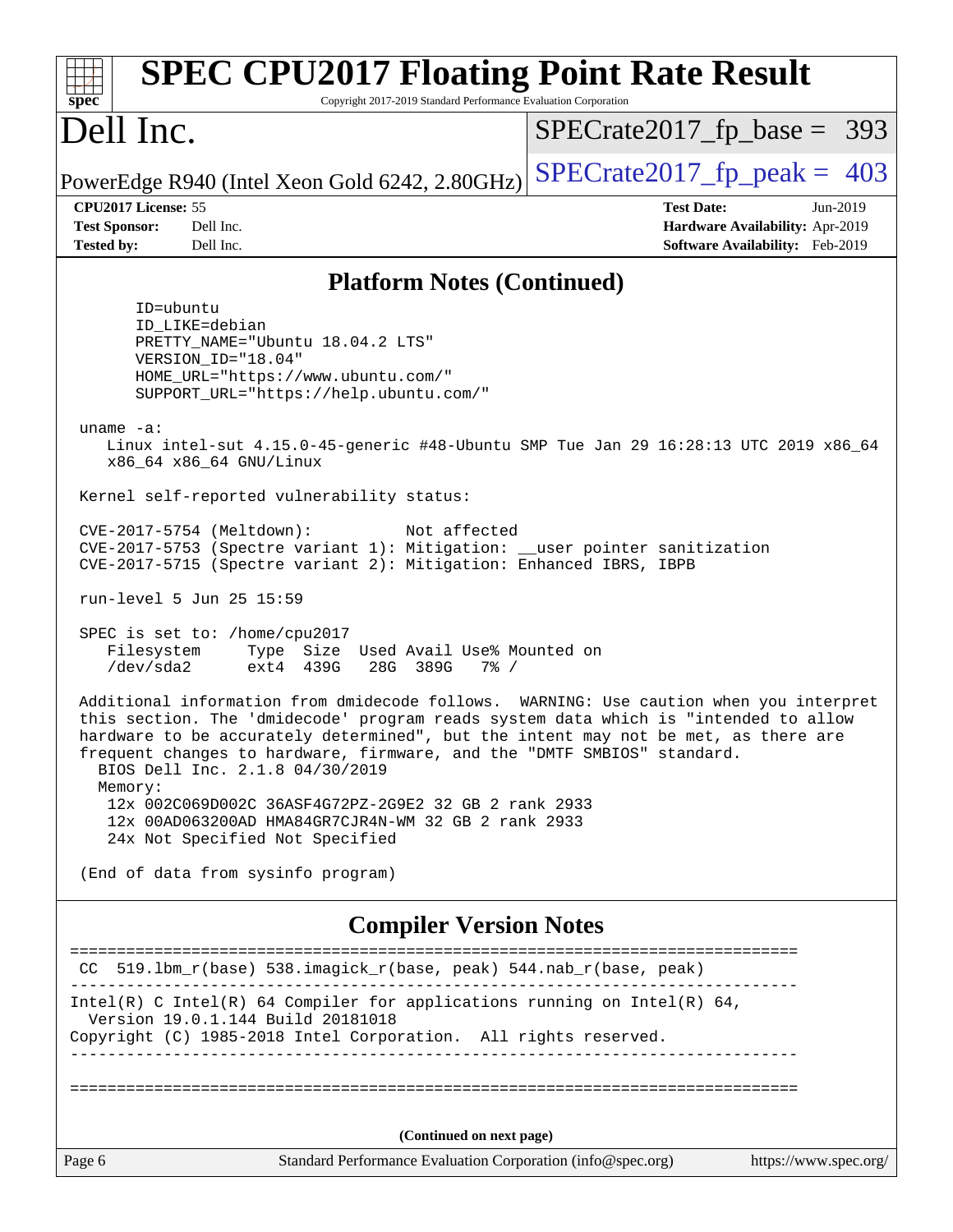# SPEC CPU2017 Floating Point Rate Result

Copyright 2017-2019 Standard Performance Evaluation Corporation

# Dell Inc.

PowerEdge R940 (Intel Xeon Gold 6242, 2.80GHz)

SPECrate2017_fp_base = 393

SPECrate2017_fp_peak = 403

**CPU2017 License:** 55
**Test Sponsor:** Dell Inc.
**Tested by:** Dell Inc.

**Test Date:** Jun-2019
**Hardware Availability:** Apr-2019
**Software Availability:** Feb-2019

## Platform Notes (Continued)

```
      ID=ubuntu
      ID_LIKE=debian
      PRETTY_NAME="Ubuntu 18.04.2 LTS"
      VERSION_ID="18.04"
      HOME_URL="https://www.ubuntu.com/"
      SUPPORT_URL="https://help.ubuntu.com/"

 uname -a:
    Linux intel-sut 4.15.0-45-generic #48-Ubuntu SMP Tue Jan 29 16:28:13 UTC 2019 x86_64
    x86_64 x86_64 GNU/Linux

 Kernel self-reported vulnerability status:

 CVE-2017-5754 (Meltdown):          Not affected
 CVE-2017-5753 (Spectre variant 1): Mitigation: __user pointer sanitization
 CVE-2017-5715 (Spectre variant 2): Mitigation: Enhanced IBRS, IBPB

 run-level 5 Jun 25 15:59

 SPEC is set to: /home/cpu2017
    Filesystem     Type  Size  Used Avail Use% Mounted on
    /dev/sda2      ext4  439G   28G  389G   7% /

 Additional information from dmidecode follows.  WARNING: Use caution when you interpret
 this section. The 'dmidecode' program reads system data which is "intended to allow
 hardware to be accurately determined", but the intent may not be met, as there are
 frequent changes to hardware, firmware, and the "DMTF SMBIOS" standard.
   BIOS Dell Inc. 2.1.8 04/30/2019
   Memory:
    12x 002C069D002C 36ASF4G72PZ-2G9E2 32 GB 2 rank 2933
    12x 00AD063200AD HMA84GR7CJR4N-WM 32 GB 2 rank 2933
    24x Not Specified Not Specified

 (End of data from sysinfo program)
```

## Compiler Version Notes

```
==============================================================================
 CC  519.lbm_r(base) 538.imagick_r(base, peak) 544.nab_r(base, peak)
------------------------------------------------------------------------------
Intel(R) C Intel(R) 64 Compiler for applications running on Intel(R) 64,
  Version 19.0.1.144 Build 20181018
Copyright (C) 1985-2018 Intel Corporation.  All rights reserved.
------------------------------------------------------------------------------

==============================================================================
```

(Continued on next page)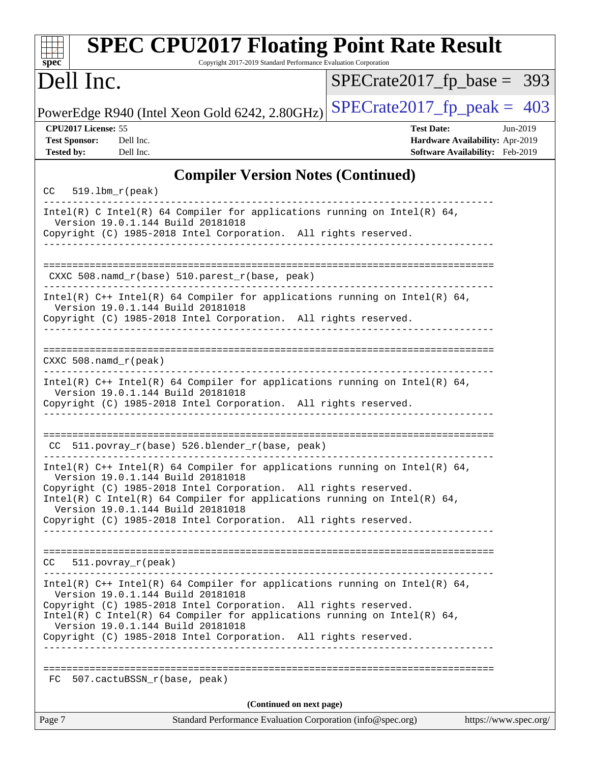## Compiler Version Notes (Continued)

```
CC  519.lbm_r(peak)
------------------------------------------------------------------------------
Intel(R) C Intel(R) 64 Compiler for applications running on Intel(R) 64,
  Version 19.0.1.144 Build 20181018
Copyright (C) 1985-2018 Intel Corporation.  All rights reserved.
------------------------------------------------------------------------------

==============================================================================
 CXXC 508.namd_r(base) 510.parest_r(base, peak)
------------------------------------------------------------------------------
Intel(R) C++ Intel(R) 64 Compiler for applications running on Intel(R) 64,
  Version 19.0.1.144 Build 20181018
Copyright (C) 1985-2018 Intel Corporation.  All rights reserved.
------------------------------------------------------------------------------

==============================================================================
CXXC 508.namd_r(peak)
------------------------------------------------------------------------------
Intel(R) C++ Intel(R) 64 Compiler for applications running on Intel(R) 64,
  Version 19.0.1.144 Build 20181018
Copyright (C) 1985-2018 Intel Corporation.  All rights reserved.
------------------------------------------------------------------------------

==============================================================================
 CC  511.povray_r(base) 526.blender_r(base, peak)
------------------------------------------------------------------------------
Intel(R) C++ Intel(R) 64 Compiler for applications running on Intel(R) 64,
  Version 19.0.1.144 Build 20181018
Copyright (C) 1985-2018 Intel Corporation.  All rights reserved.
Intel(R) C Intel(R) 64 Compiler for applications running on Intel(R) 64,
  Version 19.0.1.144 Build 20181018
Copyright (C) 1985-2018 Intel Corporation.  All rights reserved.
------------------------------------------------------------------------------

==============================================================================
CC  511.povray_r(peak)
------------------------------------------------------------------------------
Intel(R) C++ Intel(R) 64 Compiler for applications running on Intel(R) 64,
  Version 19.0.1.144 Build 20181018
Copyright (C) 1985-2018 Intel Corporation.  All rights reserved.
Intel(R) C Intel(R) 64 Compiler for applications running on Intel(R) 64,
  Version 19.0.1.144 Build 20181018
Copyright (C) 1985-2018 Intel Corporation.  All rights reserved.
------------------------------------------------------------------------------

==============================================================================
 FC  507.cactuBSSN_r(base, peak)
```

**(Continued on next page)**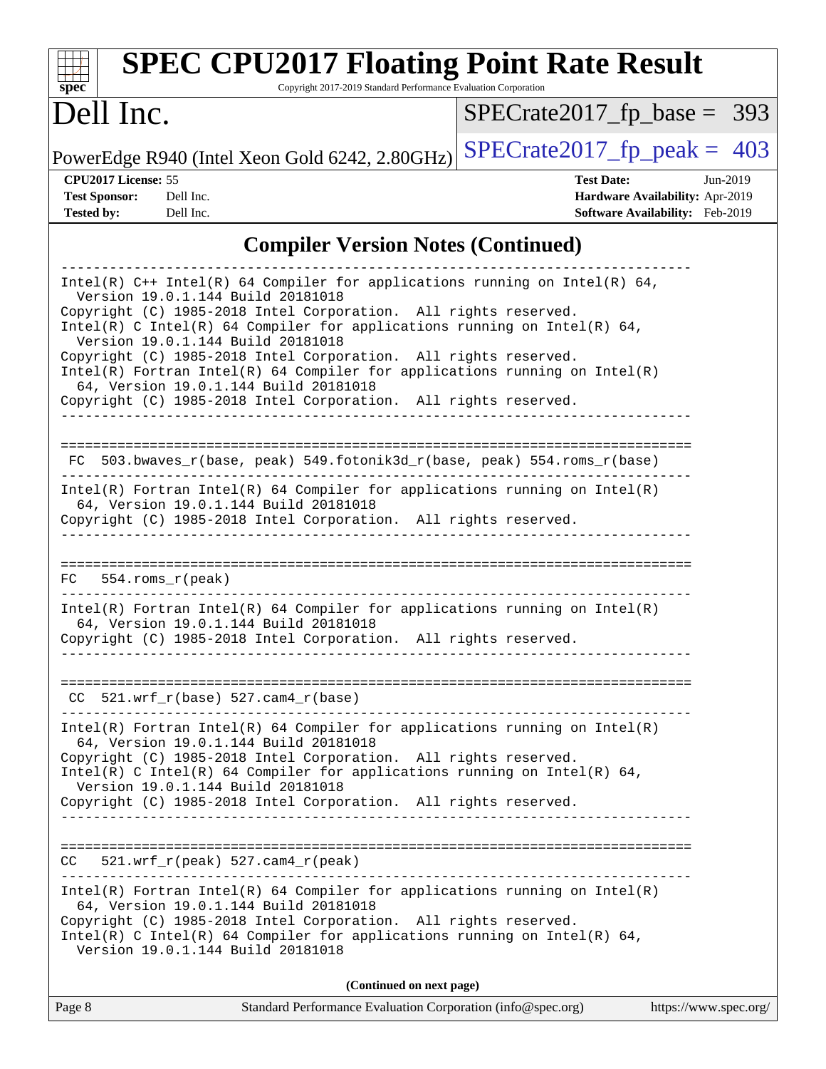# SPEC CPU2017 Floating Point Rate Result

Copyright 2017-2019 Standard Performance Evaluation Corporation

# Dell Inc.

PowerEdge R940 (Intel Xeon Gold 6242, 2.80GHz)

SPECrate2017_fp_base = 393

SPECrate2017_fp_peak = 403

**CPU2017 License:** 55
**Test Sponsor:** Dell Inc.
**Tested by:** Dell Inc.

**Test Date:** Jun-2019
**Hardware Availability:** Apr-2019
**Software Availability:** Feb-2019

## Compiler Version Notes (Continued)

```
------------------------------------------------------------------------------
Intel(R) C++ Intel(R) 64 Compiler for applications running on Intel(R) 64,
  Version 19.0.1.144 Build 20181018
Copyright (C) 1985-2018 Intel Corporation.  All rights reserved.
Intel(R) C Intel(R) 64 Compiler for applications running on Intel(R) 64,
  Version 19.0.1.144 Build 20181018
Copyright (C) 1985-2018 Intel Corporation.  All rights reserved.
Intel(R) Fortran Intel(R) 64 Compiler for applications running on Intel(R)
  64, Version 19.0.1.144 Build 20181018
Copyright (C) 1985-2018 Intel Corporation.  All rights reserved.
------------------------------------------------------------------------------

==============================================================================
 FC  503.bwaves_r(base, peak) 549.fotonik3d_r(base, peak) 554.roms_r(base)
------------------------------------------------------------------------------
Intel(R) Fortran Intel(R) 64 Compiler for applications running on Intel(R)
  64, Version 19.0.1.144 Build 20181018
Copyright (C) 1985-2018 Intel Corporation.  All rights reserved.
------------------------------------------------------------------------------

==============================================================================
FC   554.roms_r(peak)
------------------------------------------------------------------------------
Intel(R) Fortran Intel(R) 64 Compiler for applications running on Intel(R)
  64, Version 19.0.1.144 Build 20181018
Copyright (C) 1985-2018 Intel Corporation.  All rights reserved.
------------------------------------------------------------------------------

==============================================================================
 CC  521.wrf_r(base) 527.cam4_r(base)
------------------------------------------------------------------------------
Intel(R) Fortran Intel(R) 64 Compiler for applications running on Intel(R)
  64, Version 19.0.1.144 Build 20181018
Copyright (C) 1985-2018 Intel Corporation.  All rights reserved.
Intel(R) C Intel(R) 64 Compiler for applications running on Intel(R) 64,
  Version 19.0.1.144 Build 20181018
Copyright (C) 1985-2018 Intel Corporation.  All rights reserved.
------------------------------------------------------------------------------

==============================================================================
CC   521.wrf_r(peak) 527.cam4_r(peak)
------------------------------------------------------------------------------
Intel(R) Fortran Intel(R) 64 Compiler for applications running on Intel(R)
  64, Version 19.0.1.144 Build 20181018
Copyright (C) 1985-2018 Intel Corporation.  All rights reserved.
Intel(R) C Intel(R) 64 Compiler for applications running on Intel(R) 64,
  Version 19.0.1.144 Build 20181018
```

**(Continued on next page)**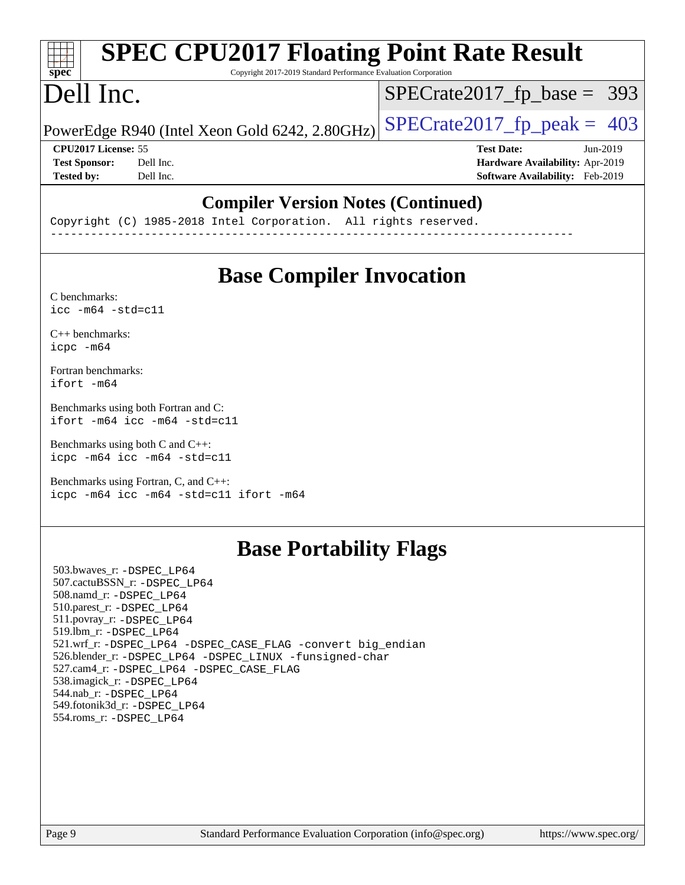## Compiler Version Notes (Continued)

```
Copyright (C) 1985-2018 Intel Corporation.  All rights reserved.
------------------------------------------------------------------------------
```

## Base Compiler Invocation

C benchmarks:
```
icc -m64 -std=c11
```

C++ benchmarks:
```
icpc -m64
```

Fortran benchmarks:
```
ifort -m64
```

Benchmarks using both Fortran and C:
```
ifort -m64 icc -m64 -std=c11
```

Benchmarks using both C and C++:
```
icpc -m64 icc -m64 -std=c11
```

Benchmarks using Fortran, C, and C++:
```
icpc -m64 icc -m64 -std=c11 ifort -m64
```

## Base Portability Flags

503.bwaves_r: -DSPEC_LP64
507.cactuBSSN_r: -DSPEC_LP64
508.namd_r: -DSPEC_LP64
510.parest_r: -DSPEC_LP64
511.povray_r: -DSPEC_LP64
519.lbm_r: -DSPEC_LP64
521.wrf_r: -DSPEC_LP64 -DSPEC_CASE_FLAG -convert big_endian
526.blender_r: -DSPEC_LP64 -DSPEC_LINUX -funsigned-char
527.cam4_r: -DSPEC_LP64 -DSPEC_CASE_FLAG
538.imagick_r: -DSPEC_LP64
544.nab_r: -DSPEC_LP64
549.fotonik3d_r: -DSPEC_LP64
554.roms_r: -DSPEC_LP64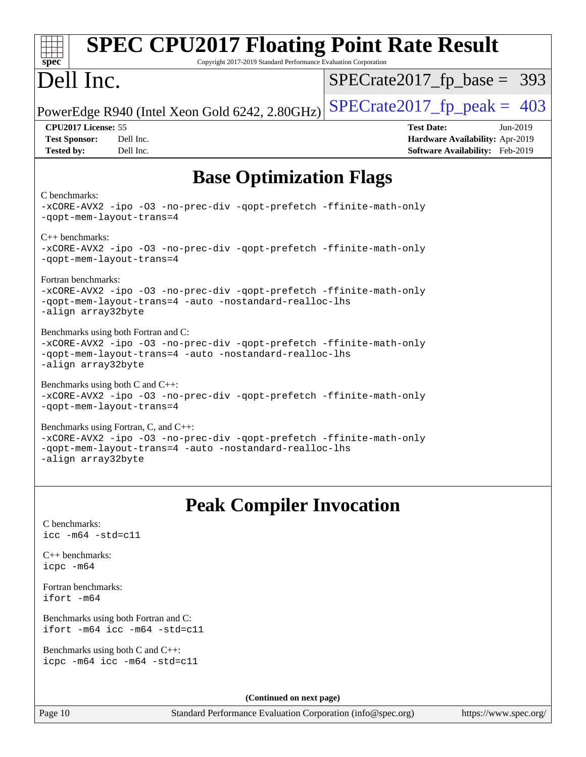# SPEC CPU2017 Floating Point Rate Result

Copyright 2017-2019 Standard Performance Evaluation Corporation

# Dell Inc.

PowerEdge R940 (Intel Xeon Gold 6242, 2.80GHz)

SPECrate2017_fp_base = 393

SPECrate2017_fp_peak = 403

**CPU2017 License:** 55
**Test Sponsor:** Dell Inc.
**Tested by:** Dell Inc.

**Test Date:** Jun-2019
**Hardware Availability:** Apr-2019
**Software Availability:** Feb-2019

## Base Optimization Flags

C benchmarks:
```
-xCORE-AVX2 -ipo -O3 -no-prec-div -qopt-prefetch -ffinite-math-only
-qopt-mem-layout-trans=4
```

C++ benchmarks:
```
-xCORE-AVX2 -ipo -O3 -no-prec-div -qopt-prefetch -ffinite-math-only
-qopt-mem-layout-trans=4
```

Fortran benchmarks:
```
-xCORE-AVX2 -ipo -O3 -no-prec-div -qopt-prefetch -ffinite-math-only
-qopt-mem-layout-trans=4 -auto -nostandard-realloc-lhs
-align array32byte
```

Benchmarks using both Fortran and C:
```
-xCORE-AVX2 -ipo -O3 -no-prec-div -qopt-prefetch -ffinite-math-only
-qopt-mem-layout-trans=4 -auto -nostandard-realloc-lhs
-align array32byte
```

Benchmarks using both C and C++:
```
-xCORE-AVX2 -ipo -O3 -no-prec-div -qopt-prefetch -ffinite-math-only
-qopt-mem-layout-trans=4
```

Benchmarks using Fortran, C, and C++:
```
-xCORE-AVX2 -ipo -O3 -no-prec-div -qopt-prefetch -ffinite-math-only
-qopt-mem-layout-trans=4 -auto -nostandard-realloc-lhs
-align array32byte
```

## Peak Compiler Invocation

C benchmarks:
```
icc -m64 -std=c11
```

C++ benchmarks:
```
icpc -m64
```

Fortran benchmarks:
```
ifort -m64
```

Benchmarks using both Fortran and C:
```
ifort -m64 icc -m64 -std=c11
```

Benchmarks using both C and C++:
```
icpc -m64 icc -m64 -std=c11
```

**(Continued on next page)**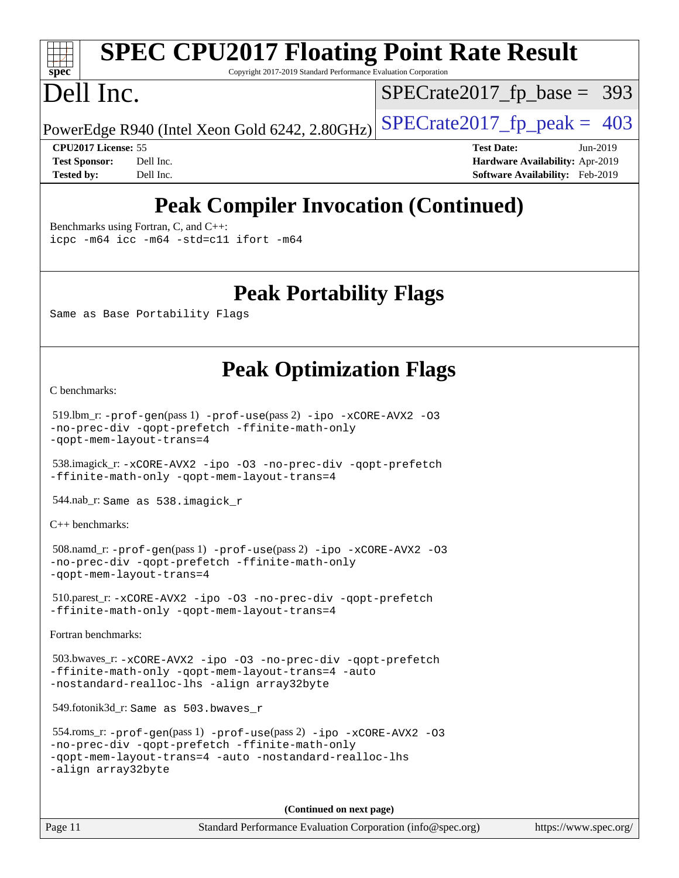# Peak Compiler Invocation (Continued)

Benchmarks using Fortran, C, and C++:

```
icpc -m64 icc -m64 -std=c11 ifort -m64
```

# Peak Portability Flags

Same as Base Portability Flags

# Peak Optimization Flags

C benchmarks:

519.lbm_r: -prof-gen(pass 1) -prof-use(pass 2) -ipo -xCORE-AVX2 -O3 -no-prec-div -qopt-prefetch -ffinite-math-only -qopt-mem-layout-trans=4

538.imagick_r: -xCORE-AVX2 -ipo -O3 -no-prec-div -qopt-prefetch -ffinite-math-only -qopt-mem-layout-trans=4

544.nab_r: Same as 538.imagick_r

C++ benchmarks:

508.namd_r: -prof-gen(pass 1) -prof-use(pass 2) -ipo -xCORE-AVX2 -O3 -no-prec-div -qopt-prefetch -ffinite-math-only -qopt-mem-layout-trans=4

510.parest_r: -xCORE-AVX2 -ipo -O3 -no-prec-div -qopt-prefetch -ffinite-math-only -qopt-mem-layout-trans=4

Fortran benchmarks:

503.bwaves_r: -xCORE-AVX2 -ipo -O3 -no-prec-div -qopt-prefetch -ffinite-math-only -qopt-mem-layout-trans=4 -auto -nostandard-realloc-lhs -align array32byte

549.fotonik3d_r: Same as 503.bwaves_r

554.roms_r: -prof-gen(pass 1) -prof-use(pass 2) -ipo -xCORE-AVX2 -O3 -no-prec-div -qopt-prefetch -ffinite-math-only -qopt-mem-layout-trans=4 -auto -nostandard-realloc-lhs -align array32byte

**(Continued on next page)**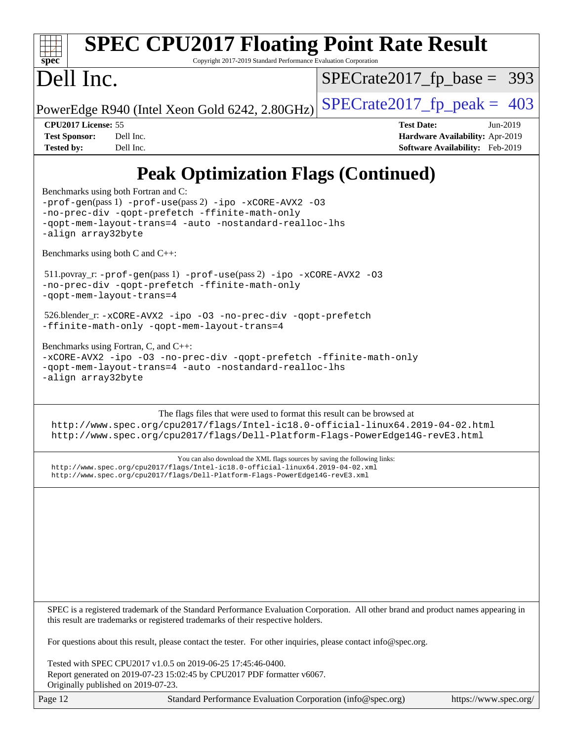# Peak Optimization Flags (Continued)

Benchmarks using both Fortran and C:

```
-prof-gen(pass 1) -prof-use(pass 2) -ipo -xCORE-AVX2 -O3
-no-prec-div -qopt-prefetch -ffinite-math-only
-qopt-mem-layout-trans=4 -auto -nostandard-realloc-lhs
-align array32byte
```

Benchmarks using both C and C++:

511.povray_r:
```
-prof-gen(pass 1) -prof-use(pass 2) -ipo -xCORE-AVX2 -O3
-no-prec-div -qopt-prefetch -ffinite-math-only
-qopt-mem-layout-trans=4
```

526.blender_r:
```
-xCORE-AVX2 -ipo -O3 -no-prec-div -qopt-prefetch
-ffinite-math-only -qopt-mem-layout-trans=4
```

Benchmarks using Fortran, C, and C++:

```
-xCORE-AVX2 -ipo -O3 -no-prec-div -qopt-prefetch -ffinite-math-only
-qopt-mem-layout-trans=4 -auto -nostandard-realloc-lhs
-align array32byte
```

The flags files that were used to format this result can be browsed at

http://www.spec.org/cpu2017/flags/Intel-ic18.0-official-linux64.2019-04-02.html
http://www.spec.org/cpu2017/flags/Dell-Platform-Flags-PowerEdge14G-revE3.html

You can also download the XML flags sources by saving the following links:

http://www.spec.org/cpu2017/flags/Intel-ic18.0-official-linux64.2019-04-02.xml
http://www.spec.org/cpu2017/flags/Dell-Platform-Flags-PowerEdge14G-revE3.xml

SPEC is a registered trademark of the Standard Performance Evaluation Corporation. All other brand and product names appearing in this result are trademarks or registered trademarks of their respective holders.

For questions about this result, please contact the tester. For other inquiries, please contact info@spec.org.

Tested with SPEC CPU2017 v1.0.5 on 2019-06-25 17:45:46-0400.
Report generated on 2019-07-23 15:02:45 by CPU2017 PDF formatter v6067.
Originally published on 2019-07-23.